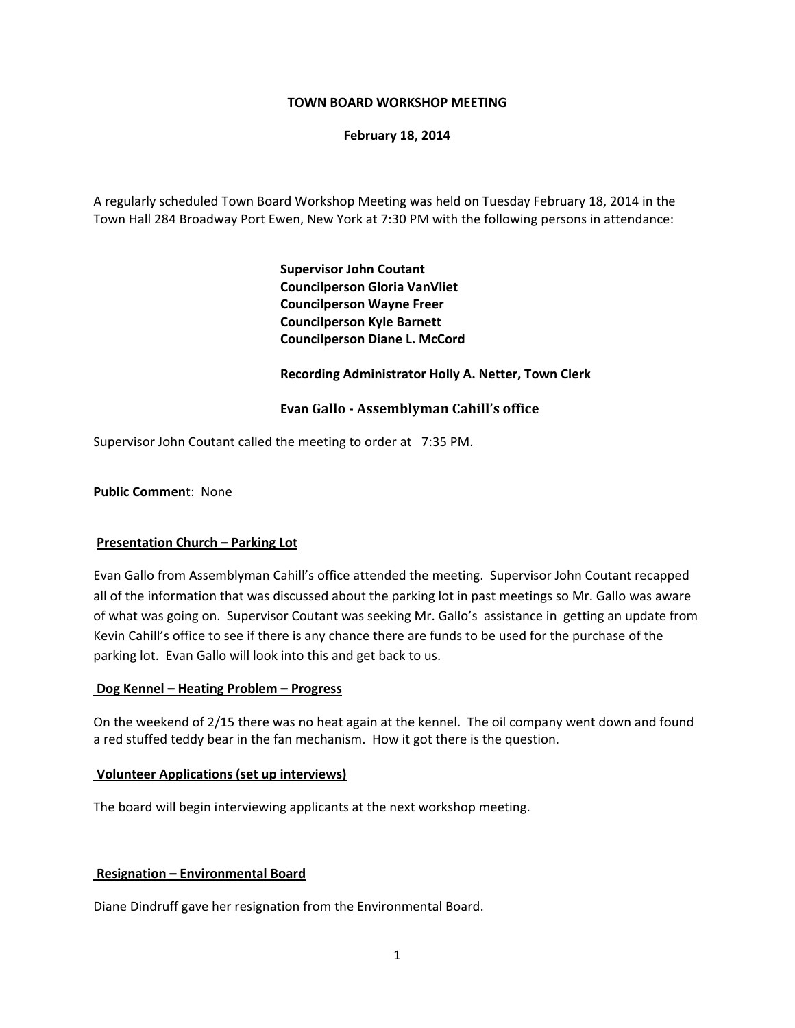**TOWN BOARD WORKSHOP MEETING**

**February 18, 2014**

A regularly scheduled Town Board Workshop Meeting was held on Tuesday February 18, 2014 in the Town Hall 284 Broadway Port Ewen, New York at 7:30 PM with the following persons in attendance:

**Supervisor John Coutant**
**Councilperson Gloria VanVliet**
**Councilperson Wayne Freer**
**Councilperson Kyle Barnett**
**Councilperson Diane L. McCord**

**Recording Administrator Holly A. Netter, Town Clerk**

**Evan Gallo - Assemblyman Cahill's office**

Supervisor John Coutant called the meeting to order at 7:35 PM.

**Public Commen**t: None

**Presentation Church – Parking Lot**

Evan Gallo from Assemblyman Cahill's office attended the meeting. Supervisor John Coutant recapped all of the information that was discussed about the parking lot in past meetings so Mr. Gallo was aware of what was going on. Supervisor Coutant was seeking Mr. Gallo's assistance in getting an update from Kevin Cahill's office to see if there is any chance there are funds to be used for the purchase of the parking lot. Evan Gallo will look into this and get back to us.

**Dog Kennel – Heating Problem – Progress**

On the weekend of 2/15 there was no heat again at the kennel. The oil company went down and found a red stuffed teddy bear in the fan mechanism. How it got there is the question.

**Volunteer Applications (set up interviews)**

The board will begin interviewing applicants at the next workshop meeting.

**Resignation – Environmental Board**

Diane Dindruff gave her resignation from the Environmental Board.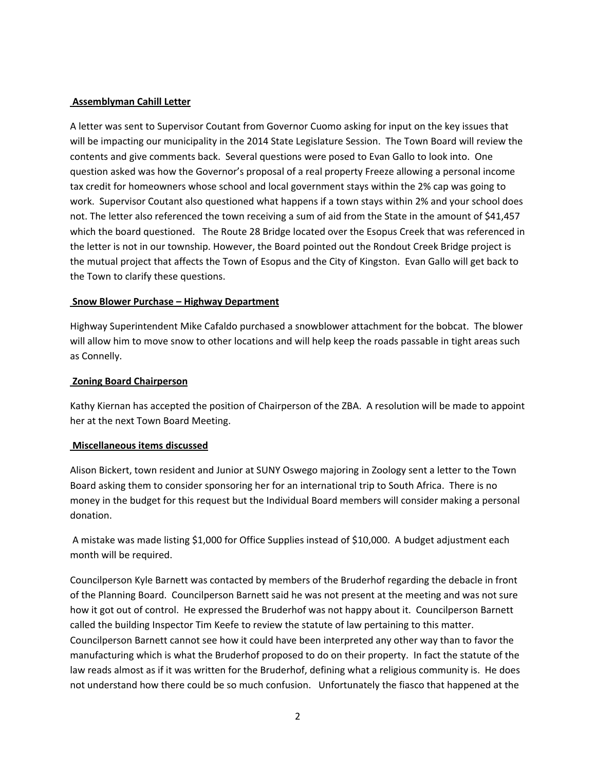**Assemblyman Cahill Letter**

A letter was sent to Supervisor Coutant from Governor Cuomo asking for input on the key issues that will be impacting our municipality in the 2014 State Legislature Session. The Town Board will review the contents and give comments back. Several questions were posed to Evan Gallo to look into. One question asked was how the Governor's proposal of a real property Freeze allowing a personal income tax credit for homeowners whose school and local government stays within the 2% cap was going to work. Supervisor Coutant also questioned what happens if a town stays within 2% and your school does not. The letter also referenced the town receiving a sum of aid from the State in the amount of $41,457 which the board questioned. The Route 28 Bridge located over the Esopus Creek that was referenced in the letter is not in our township. However, the Board pointed out the Rondout Creek Bridge project is the mutual project that affects the Town of Esopus and the City of Kingston. Evan Gallo will get back to the Town to clarify these questions.

**Snow Blower Purchase – Highway Department**

Highway Superintendent Mike Cafaldo purchased a snowblower attachment for the bobcat. The blower will allow him to move snow to other locations and will help keep the roads passable in tight areas such as Connelly.

**Zoning Board Chairperson**

Kathy Kiernan has accepted the position of Chairperson of the ZBA. A resolution will be made to appoint her at the next Town Board Meeting.

**Miscellaneous items discussed**

Alison Bickert, town resident and Junior at SUNY Oswego majoring in Zoology sent a letter to the Town Board asking them to consider sponsoring her for an international trip to South Africa. There is no money in the budget for this request but the Individual Board members will consider making a personal donation.

A mistake was made listing $1,000 for Office Supplies instead of $10,000. A budget adjustment each month will be required.

Councilperson Kyle Barnett was contacted by members of the Bruderhof regarding the debacle in front of the Planning Board. Councilperson Barnett said he was not present at the meeting and was not sure how it got out of control. He expressed the Bruderhof was not happy about it. Councilperson Barnett called the building Inspector Tim Keefe to review the statute of law pertaining to this matter. Councilperson Barnett cannot see how it could have been interpreted any other way than to favor the manufacturing which is what the Bruderhof proposed to do on their property. In fact the statute of the law reads almost as if it was written for the Bruderhof, defining what a religious community is. He does not understand how there could be so much confusion. Unfortunately the fiasco that happened at the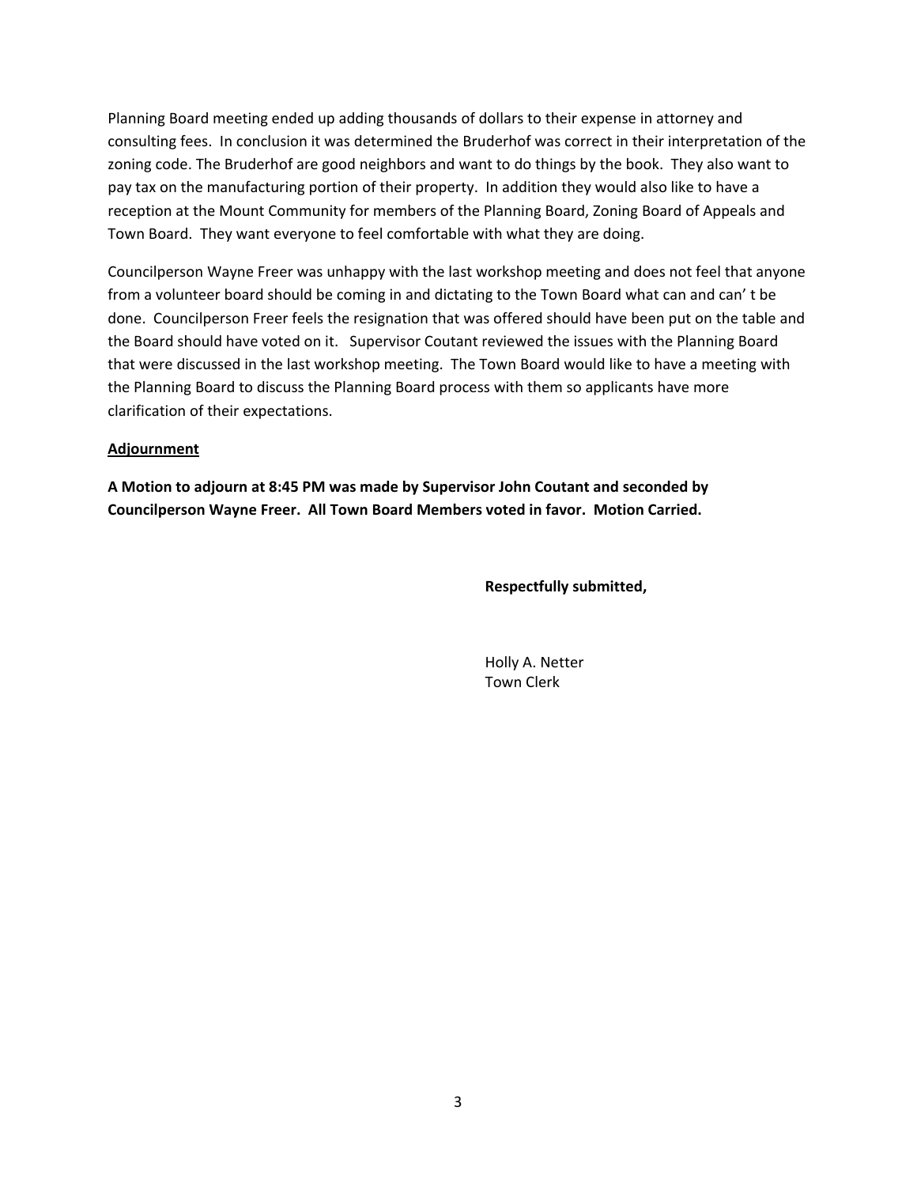Planning Board meeting ended up adding thousands of dollars to their expense in attorney and consulting fees. In conclusion it was determined the Bruderhof was correct in their interpretation of the zoning code. The Bruderhof are good neighbors and want to do things by the book. They also want to pay tax on the manufacturing portion of their property. In addition they would also like to have a reception at the Mount Community for members of the Planning Board, Zoning Board of Appeals and Town Board. They want everyone to feel comfortable with what they are doing.

Councilperson Wayne Freer was unhappy with the last workshop meeting and does not feel that anyone from a volunteer board should be coming in and dictating to the Town Board what can and can' t be done. Councilperson Freer feels the resignation that was offered should have been put on the table and the Board should have voted on it. Supervisor Coutant reviewed the issues with the Planning Board that were discussed in the last workshop meeting. The Town Board would like to have a meeting with the Planning Board to discuss the Planning Board process with them so applicants have more clarification of their expectations.

**Adjournment**

**A Motion to adjourn at 8:45 PM was made by Supervisor John Coutant and seconded by Councilperson Wayne Freer. All Town Board Members voted in favor. Motion Carried.**

**Respectfully submitted,**

Holly A. Netter
Town Clerk